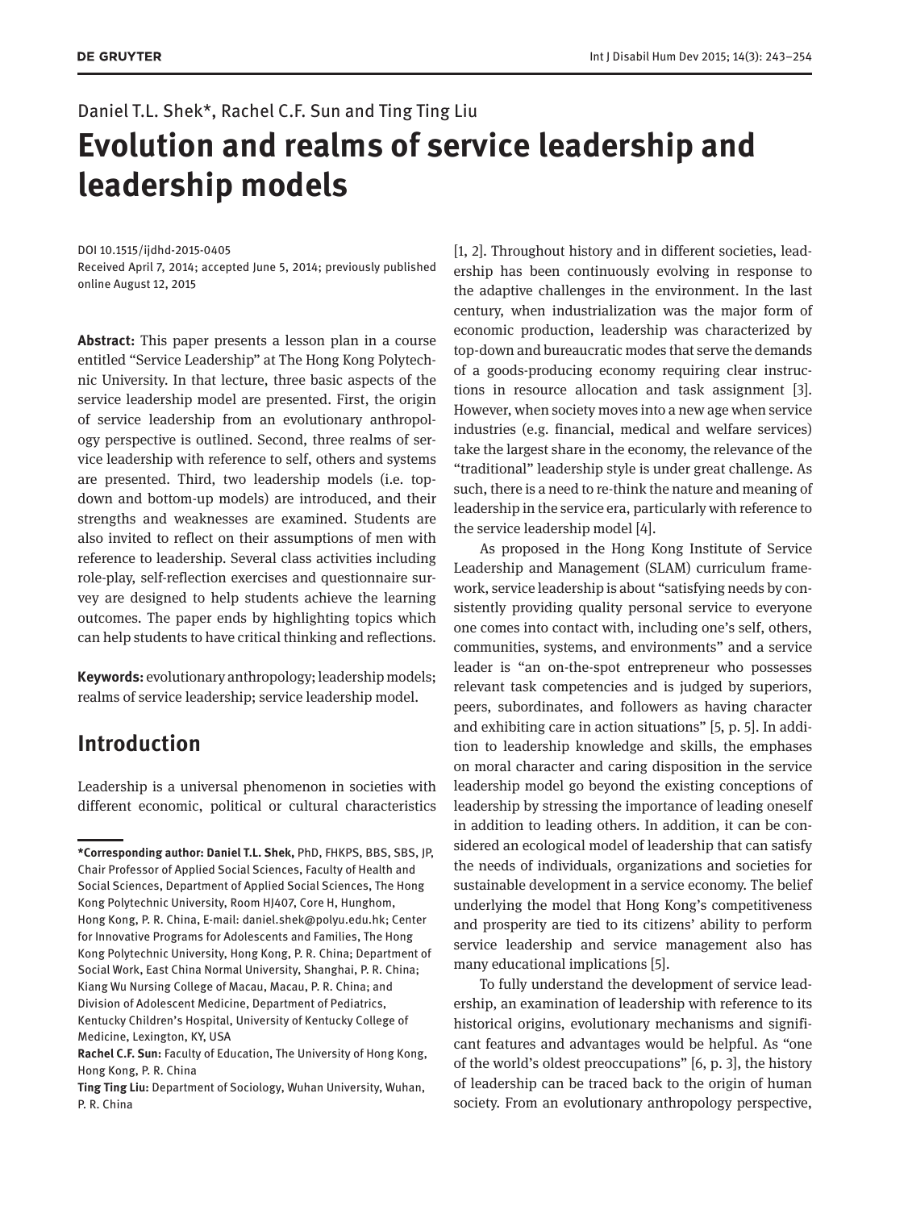Daniel T.L. Shek*, Rachel C.F. Sun and Ting Ting Liu

# Evolution and realms of service leadership and leadership models

DOI 10.1515/ijdhd-2015-0405
Received April 7, 2014; accepted June 5, 2014; previously published online August 12, 2015

**Abstract:** This paper presents a lesson plan in a course entitled "Service Leadership" at The Hong Kong Polytechnic University. In that lecture, three basic aspects of the service leadership model are presented. First, the origin of service leadership from an evolutionary anthropology perspective is outlined. Second, three realms of service leadership with reference to self, others and systems are presented. Third, two leadership models (i.e. top-down and bottom-up models) are introduced, and their strengths and weaknesses are examined. Students are also invited to reflect on their assumptions of men with reference to leadership. Several class activities including role-play, self-reflection exercises and questionnaire survey are designed to help students achieve the learning outcomes. The paper ends by highlighting topics which can help students to have critical thinking and reflections.

**Keywords:** evolutionary anthropology; leadership models; realms of service leadership; service leadership model.

## Introduction

Leadership is a universal phenomenon in societies with different economic, political or cultural characteristics [1, 2]. Throughout history and in different societies, leadership has been continuously evolving in response to the adaptive challenges in the environment. In the last century, when industrialization was the major form of economic production, leadership was characterized by top-down and bureaucratic modes that serve the demands of a goods-producing economy requiring clear instructions in resource allocation and task assignment [3]. However, when society moves into a new age when service industries (e.g. financial, medical and welfare services) take the largest share in the economy, the relevance of the "traditional" leadership style is under great challenge. As such, there is a need to re-think the nature and meaning of leadership in the service era, particularly with reference to the service leadership model [4].

As proposed in the Hong Kong Institute of Service Leadership and Management (SLAM) curriculum framework, service leadership is about "satisfying needs by consistently providing quality personal service to everyone one comes into contact with, including one's self, others, communities, systems, and environments" and a service leader is "an on-the-spot entrepreneur who possesses relevant task competencies and is judged by superiors, peers, subordinates, and followers as having character and exhibiting care in action situations" [5, p. 5]. In addition to leadership knowledge and skills, the emphases on moral character and caring disposition in the service leadership model go beyond the existing conceptions of leadership by stressing the importance of leading oneself in addition to leading others. In addition, it can be considered an ecological model of leadership that can satisfy the needs of individuals, organizations and societies for sustainable development in a service economy. The belief underlying the model that Hong Kong's competitiveness and prosperity are tied to its citizens' ability to perform service leadership and service management also has many educational implications [5].

To fully understand the development of service leadership, an examination of leadership with reference to its historical origins, evolutionary mechanisms and significant features and advantages would be helpful. As "one of the world's oldest preoccupations" [6, p. 3], the history of leadership can be traced back to the origin of human society. From an evolutionary anthropology perspective,

---

***Corresponding author: Daniel T.L. Shek,** PhD, FHKPS, BBS, SBS, JP, Chair Professor of Applied Social Sciences, Faculty of Health and Social Sciences, Department of Applied Social Sciences, The Hong Kong Polytechnic University, Room HJ407, Core H, Hunghom, Hong Kong, P. R. China, E-mail: daniel.shek@polyu.edu.hk; Center for Innovative Programs for Adolescents and Families, The Hong Kong Polytechnic University, Hong Kong, P. R. China; Department of Social Work, East China Normal University, Shanghai, P. R. China; Kiang Wu Nursing College of Macau, Macau, P. R. China; and Division of Adolescent Medicine, Department of Pediatrics, Kentucky Children's Hospital, University of Kentucky College of Medicine, Lexington, KY, USA
**Rachel C.F. Sun:** Faculty of Education, The University of Hong Kong, Hong Kong, P. R. China
**Ting Ting Liu:** Department of Sociology, Wuhan University, Wuhan, P. R. China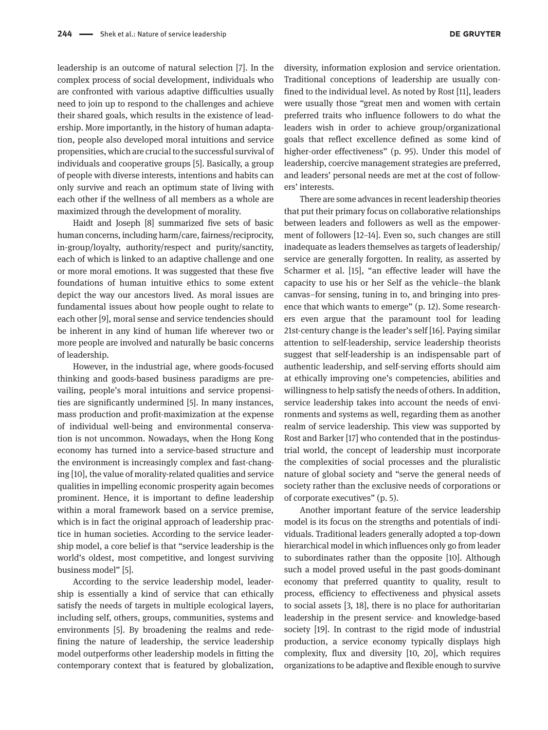leadership is an outcome of natural selection [7]. In the complex process of social development, individuals who are confronted with various adaptive difficulties usually need to join up to respond to the challenges and achieve their shared goals, which results in the existence of leadership. More importantly, in the history of human adaptation, people also developed moral intuitions and service propensities, which are crucial to the successful survival of individuals and cooperative groups [5]. Basically, a group of people with diverse interests, intentions and habits can only survive and reach an optimum state of living with each other if the wellness of all members as a whole are maximized through the development of morality.

Haidt and Joseph [8] summarized five sets of basic human concerns, including harm/care, fairness/reciprocity, in-group/loyalty, authority/respect and purity/sanctity, each of which is linked to an adaptive challenge and one or more moral emotions. It was suggested that these five foundations of human intuitive ethics to some extent depict the way our ancestors lived. As moral issues are fundamental issues about how people ought to relate to each other [9], moral sense and service tendencies should be inherent in any kind of human life wherever two or more people are involved and naturally be basic concerns of leadership.

However, in the industrial age, where goods-focused thinking and goods-based business paradigms are prevailing, people's moral intuitions and service propensities are significantly undermined [5]. In many instances, mass production and profit-maximization at the expense of individual well-being and environmental conservation is not uncommon. Nowadays, when the Hong Kong economy has turned into a service-based structure and the environment is increasingly complex and fast-changing [10], the value of morality-related qualities and service qualities in impelling economic prosperity again becomes prominent. Hence, it is important to define leadership within a moral framework based on a service premise, which is in fact the original approach of leadership practice in human societies. According to the service leadership model, a core belief is that "service leadership is the world's oldest, most competitive, and longest surviving business model" [5].

According to the service leadership model, leadership is essentially a kind of service that can ethically satisfy the needs of targets in multiple ecological layers, including self, others, groups, communities, systems and environments [5]. By broadening the realms and redefining the nature of leadership, the service leadership model outperforms other leadership models in fitting the contemporary context that is featured by globalization, diversity, information explosion and service orientation. Traditional conceptions of leadership are usually confined to the individual level. As noted by Rost [11], leaders were usually those "great men and women with certain preferred traits who influence followers to do what the leaders wish in order to achieve group/organizational goals that reflect excellence defined as some kind of higher-order effectiveness" (p. 95). Under this model of leadership, coercive management strategies are preferred, and leaders' personal needs are met at the cost of followers' interests.

There are some advances in recent leadership theories that put their primary focus on collaborative relationships between leaders and followers as well as the empowerment of followers [12–14]. Even so, such changes are still inadequate as leaders themselves as targets of leadership/service are generally forgotten. In reality, as asserted by Scharmer et al. [15], "an effective leader will have the capacity to use his or her Self as the vehicle–the blank canvas–for sensing, tuning in to, and bringing into presence that which wants to emerge" (p. 12). Some researchers even argue that the paramount tool for leading 21st-century change is the leader's self [16]. Paying similar attention to self-leadership, service leadership theorists suggest that self-leadership is an indispensable part of authentic leadership, and self-serving efforts should aim at ethically improving one's competencies, abilities and willingness to help satisfy the needs of others. In addition, service leadership takes into account the needs of environments and systems as well, regarding them as another realm of service leadership. This view was supported by Rost and Barker [17] who contended that in the postindustrial world, the concept of leadership must incorporate the complexities of social processes and the pluralistic nature of global society and "serve the general needs of society rather than the exclusive needs of corporations or of corporate executives" (p. 5).

Another important feature of the service leadership model is its focus on the strengths and potentials of individuals. Traditional leaders generally adopted a top-down hierarchical model in which influences only go from leader to subordinates rather than the opposite [10]. Although such a model proved useful in the past goods-dominant economy that preferred quantity to quality, result to process, efficiency to effectiveness and physical assets to social assets [3, 18], there is no place for authoritarian leadership in the present service- and knowledge-based society [19]. In contrast to the rigid mode of industrial production, a service economy typically displays high complexity, flux and diversity [10, 20], which requires organizations to be adaptive and flexible enough to survive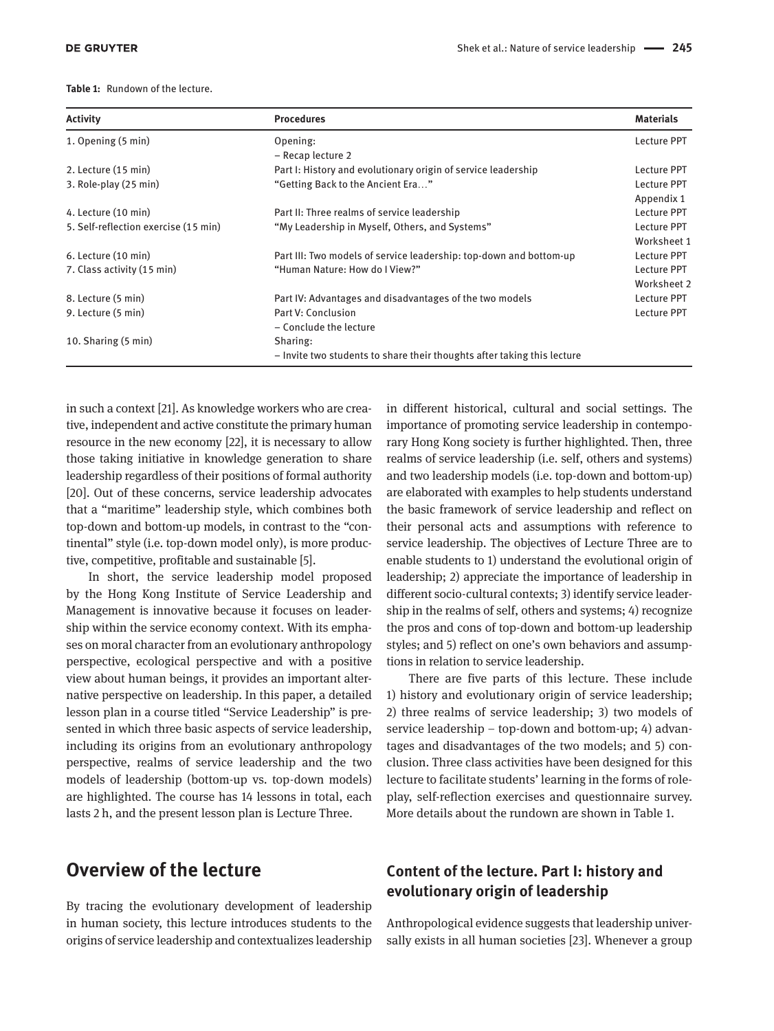**Table 1:** Rundown of the lecture.

| Activity | Procedures | Materials |
|---|---|---|
| 1. Opening (5 min) | Opening: – Recap lecture 2 | Lecture PPT |
| 2. Lecture (15 min) | Part I: History and evolutionary origin of service leadership | Lecture PPT |
| 3. Role-play (25 min) | "Getting Back to the Ancient Era…" | Lecture PPT Appendix 1 |
| 4. Lecture (10 min) | Part II: Three realms of service leadership | Lecture PPT |
| 5. Self-reflection exercise (15 min) | "My Leadership in Myself, Others, and Systems" | Lecture PPT Worksheet 1 |
| 6. Lecture (10 min) | Part III: Two models of service leadership: top-down and bottom-up | Lecture PPT |
| 7. Class activity (15 min) | "Human Nature: How do I View?" | Lecture PPT Worksheet 2 |
| 8. Lecture (5 min) | Part IV: Advantages and disadvantages of the two models | Lecture PPT |
| 9. Lecture (5 min) | Part V: Conclusion – Conclude the lecture | Lecture PPT |
| 10. Sharing (5 min) | Sharing: – Invite two students to share their thoughts after taking this lecture | |

in such a context [21]. As knowledge workers who are creative, independent and active constitute the primary human resource in the new economy [22], it is necessary to allow those taking initiative in knowledge generation to share leadership regardless of their positions of formal authority [20]. Out of these concerns, service leadership advocates that a "maritime" leadership style, which combines both top-down and bottom-up models, in contrast to the "continental" style (i.e. top-down model only), is more productive, competitive, profitable and sustainable [5].

In short, the service leadership model proposed by the Hong Kong Institute of Service Leadership and Management is innovative because it focuses on leadership within the service economy context. With its emphases on moral character from an evolutionary anthropology perspective, ecological perspective and with a positive view about human beings, it provides an important alternative perspective on leadership. In this paper, a detailed lesson plan in a course titled "Service Leadership" is presented in which three basic aspects of service leadership, including its origins from an evolutionary anthropology perspective, realms of service leadership and the two models of leadership (bottom-up vs. top-down models) are highlighted. The course has 14 lessons in total, each lasts 2 h, and the present lesson plan is Lecture Three.

## Overview of the lecture

By tracing the evolutionary development of leadership in human society, this lecture introduces students to the origins of service leadership and contextualizes leadership in different historical, cultural and social settings. The importance of promoting service leadership in contemporary Hong Kong society is further highlighted. Then, three realms of service leadership (i.e. self, others and systems) and two leadership models (i.e. top-down and bottom-up) are elaborated with examples to help students understand the basic framework of service leadership and reflect on their personal acts and assumptions with reference to service leadership. The objectives of Lecture Three are to enable students to 1) understand the evolutional origin of leadership; 2) appreciate the importance of leadership in different socio-cultural contexts; 3) identify service leadership in the realms of self, others and systems; 4) recognize the pros and cons of top-down and bottom-up leadership styles; and 5) reflect on one's own behaviors and assumptions in relation to service leadership.

There are five parts of this lecture. These include 1) history and evolutionary origin of service leadership; 2) three realms of service leadership; 3) two models of service leadership – top-down and bottom-up; 4) advantages and disadvantages of the two models; and 5) conclusion. Three class activities have been designed for this lecture to facilitate students' learning in the forms of role-play, self-reflection exercises and questionnaire survey. More details about the rundown are shown in Table 1.

### Content of the lecture. Part I: history and evolutionary origin of leadership

Anthropological evidence suggests that leadership universally exists in all human societies [23]. Whenever a group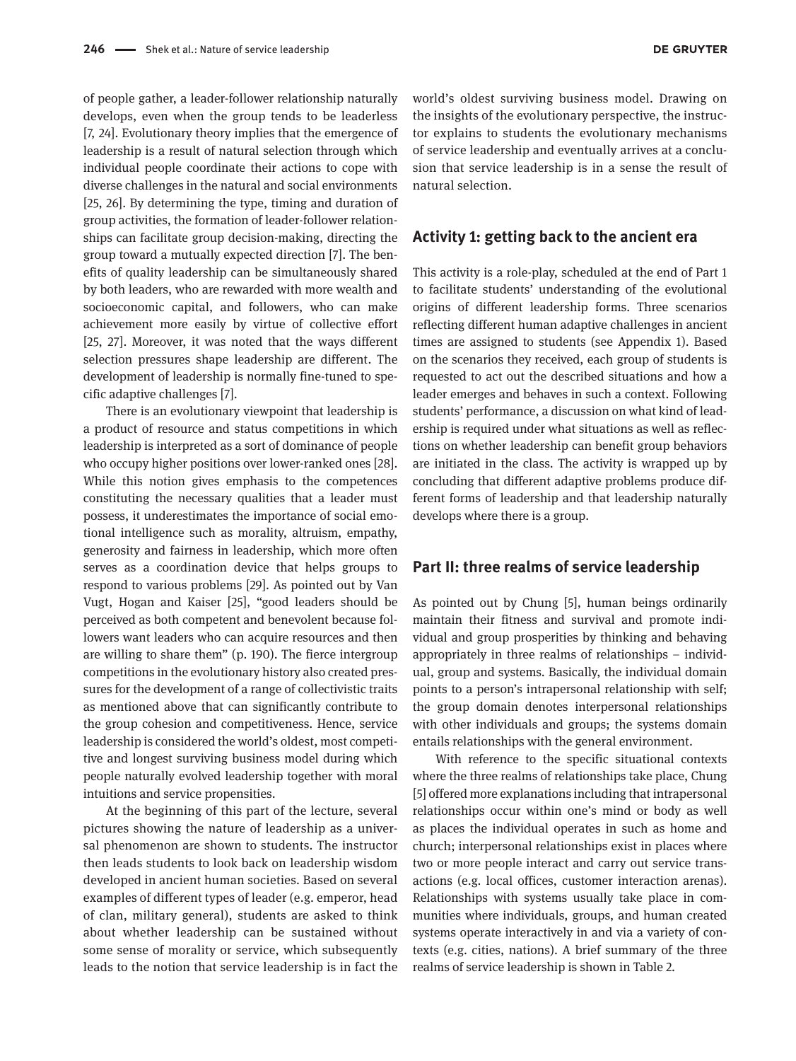of people gather, a leader-follower relationship naturally develops, even when the group tends to be leaderless [7, 24]. Evolutionary theory implies that the emergence of leadership is a result of natural selection through which individual people coordinate their actions to cope with diverse challenges in the natural and social environments [25, 26]. By determining the type, timing and duration of group activities, the formation of leader-follower relationships can facilitate group decision-making, directing the group toward a mutually expected direction [7]. The benefits of quality leadership can be simultaneously shared by both leaders, who are rewarded with more wealth and socioeconomic capital, and followers, who can make achievement more easily by virtue of collective effort [25, 27]. Moreover, it was noted that the ways different selection pressures shape leadership are different. The development of leadership is normally fine-tuned to specific adaptive challenges [7].

There is an evolutionary viewpoint that leadership is a product of resource and status competitions in which leadership is interpreted as a sort of dominance of people who occupy higher positions over lower-ranked ones [28]. While this notion gives emphasis to the competences constituting the necessary qualities that a leader must possess, it underestimates the importance of social emotional intelligence such as morality, altruism, empathy, generosity and fairness in leadership, which more often serves as a coordination device that helps groups to respond to various problems [29]. As pointed out by Van Vugt, Hogan and Kaiser [25], "good leaders should be perceived as both competent and benevolent because followers want leaders who can acquire resources and then are willing to share them" (p. 190). The fierce intergroup competitions in the evolutionary history also created pressures for the development of a range of collectivistic traits as mentioned above that can significantly contribute to the group cohesion and competitiveness. Hence, service leadership is considered the world's oldest, most competitive and longest surviving business model during which people naturally evolved leadership together with moral intuitions and service propensities.

At the beginning of this part of the lecture, several pictures showing the nature of leadership as a universal phenomenon are shown to students. The instructor then leads students to look back on leadership wisdom developed in ancient human societies. Based on several examples of different types of leader (e.g. emperor, head of clan, military general), students are asked to think about whether leadership can be sustained without some sense of morality or service, which subsequently leads to the notion that service leadership is in fact the world's oldest surviving business model. Drawing on the insights of the evolutionary perspective, the instructor explains to students the evolutionary mechanisms of service leadership and eventually arrives at a conclusion that service leadership is in a sense the result of natural selection.

## Activity 1: getting back to the ancient era

This activity is a role-play, scheduled at the end of Part 1 to facilitate students' understanding of the evolutional origins of different leadership forms. Three scenarios reflecting different human adaptive challenges in ancient times are assigned to students (see Appendix 1). Based on the scenarios they received, each group of students is requested to act out the described situations and how a leader emerges and behaves in such a context. Following students' performance, a discussion on what kind of leadership is required under what situations as well as reflections on whether leadership can benefit group behaviors are initiated in the class. The activity is wrapped up by concluding that different adaptive problems produce different forms of leadership and that leadership naturally develops where there is a group.

## Part II: three realms of service leadership

As pointed out by Chung [5], human beings ordinarily maintain their fitness and survival and promote individual and group prosperities by thinking and behaving appropriately in three realms of relationships – individual, group and systems. Basically, the individual domain points to a person's intrapersonal relationship with self; the group domain denotes interpersonal relationships with other individuals and groups; the systems domain entails relationships with the general environment.

With reference to the specific situational contexts where the three realms of relationships take place, Chung [5] offered more explanations including that intrapersonal relationships occur within one's mind or body as well as places the individual operates in such as home and church; interpersonal relationships exist in places where two or more people interact and carry out service transactions (e.g. local offices, customer interaction arenas). Relationships with systems usually take place in communities where individuals, groups, and human created systems operate interactively in and via a variety of contexts (e.g. cities, nations). A brief summary of the three realms of service leadership is shown in Table 2.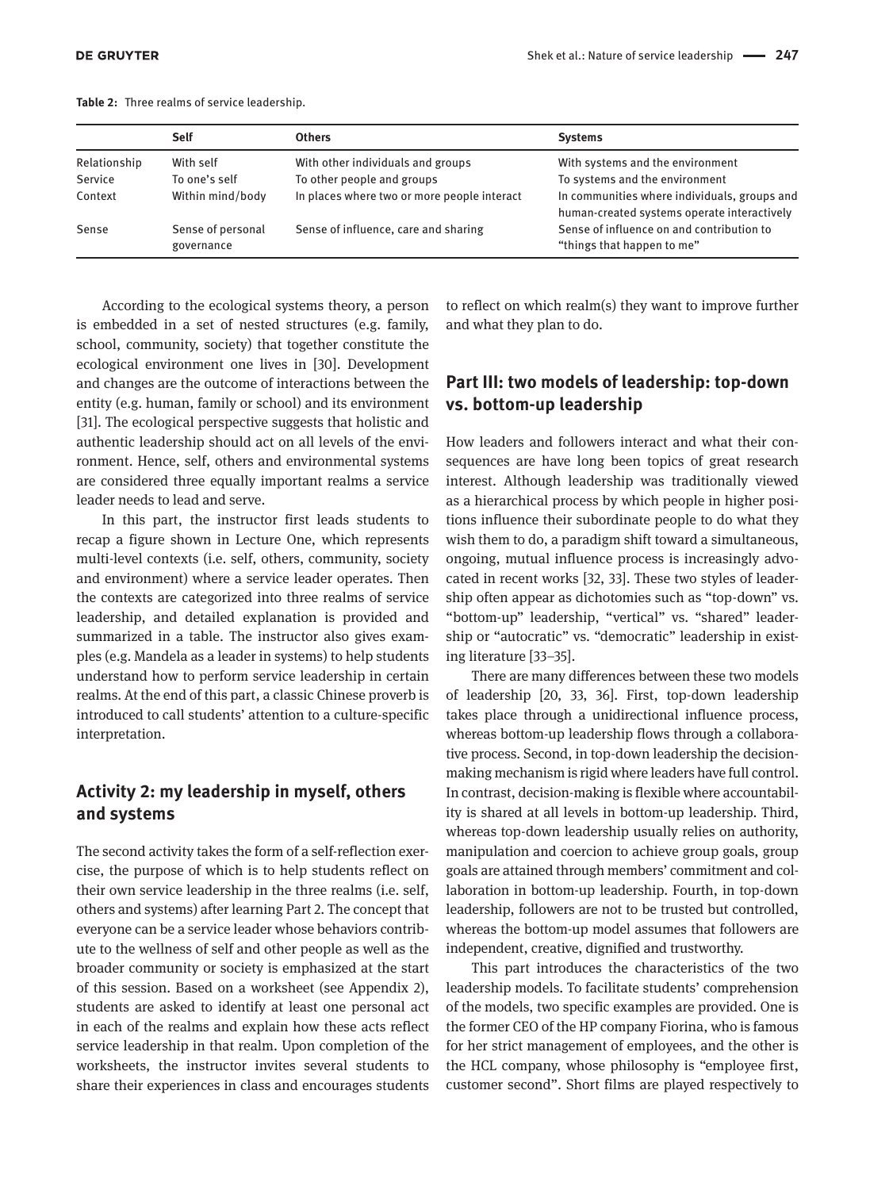**Table 2:** Three realms of service leadership.

| | Self | Others | Systems |
|---|---|---|---|
| Relationship | With self | With other individuals and groups | With systems and the environment |
| Service | To one's self | To other people and groups | To systems and the environment |
| Context | Within mind/body | In places where two or more people interact | In communities where individuals, groups and human-created systems operate interactively |
| Sense | Sense of personal governance | Sense of influence, care and sharing | Sense of influence on and contribution to "things that happen to me" |

According to the ecological systems theory, a person is embedded in a set of nested structures (e.g. family, school, community, society) that together constitute the ecological environment one lives in [30]. Development and changes are the outcome of interactions between the entity (e.g. human, family or school) and its environment [31]. The ecological perspective suggests that holistic and authentic leadership should act on all levels of the environment. Hence, self, others and environmental systems are considered three equally important realms a service leader needs to lead and serve.

In this part, the instructor first leads students to recap a figure shown in Lecture One, which represents multi-level contexts (i.e. self, others, community, society and environment) where a service leader operates. Then the contexts are categorized into three realms of service leadership, and detailed explanation is provided and summarized in a table. The instructor also gives examples (e.g. Mandela as a leader in systems) to help students understand how to perform service leadership in certain realms. At the end of this part, a classic Chinese proverb is introduced to call students' attention to a culture-specific interpretation.

## Activity 2: my leadership in myself, others and systems

The second activity takes the form of a self-reflection exercise, the purpose of which is to help students reflect on their own service leadership in the three realms (i.e. self, others and systems) after learning Part 2. The concept that everyone can be a service leader whose behaviors contribute to the wellness of self and other people as well as the broader community or society is emphasized at the start of this session. Based on a worksheet (see Appendix 2), students are asked to identify at least one personal act in each of the realms and explain how these acts reflect service leadership in that realm. Upon completion of the worksheets, the instructor invites several students to share their experiences in class and encourages students to reflect on which realm(s) they want to improve further and what they plan to do.

## Part III: two models of leadership: top-down vs. bottom-up leadership

How leaders and followers interact and what their consequences are have long been topics of great research interest. Although leadership was traditionally viewed as a hierarchical process by which people in higher positions influence their subordinate people to do what they wish them to do, a paradigm shift toward a simultaneous, ongoing, mutual influence process is increasingly advocated in recent works [32, 33]. These two styles of leadership often appear as dichotomies such as "top-down" vs. "bottom-up" leadership, "vertical" vs. "shared" leadership or "autocratic" vs. "democratic" leadership in existing literature [33–35].

There are many differences between these two models of leadership [20, 33, 36]. First, top-down leadership takes place through a unidirectional influence process, whereas bottom-up leadership flows through a collaborative process. Second, in top-down leadership the decision-making mechanism is rigid where leaders have full control. In contrast, decision-making is flexible where accountability is shared at all levels in bottom-up leadership. Third, whereas top-down leadership usually relies on authority, manipulation and coercion to achieve group goals, group goals are attained through members' commitment and collaboration in bottom-up leadership. Fourth, in top-down leadership, followers are not to be trusted but controlled, whereas the bottom-up model assumes that followers are independent, creative, dignified and trustworthy.

This part introduces the characteristics of the two leadership models. To facilitate students' comprehension of the models, two specific examples are provided. One is the former CEO of the HP company Fiorina, who is famous for her strict management of employees, and the other is the HCL company, whose philosophy is "employee first, customer second". Short films are played respectively to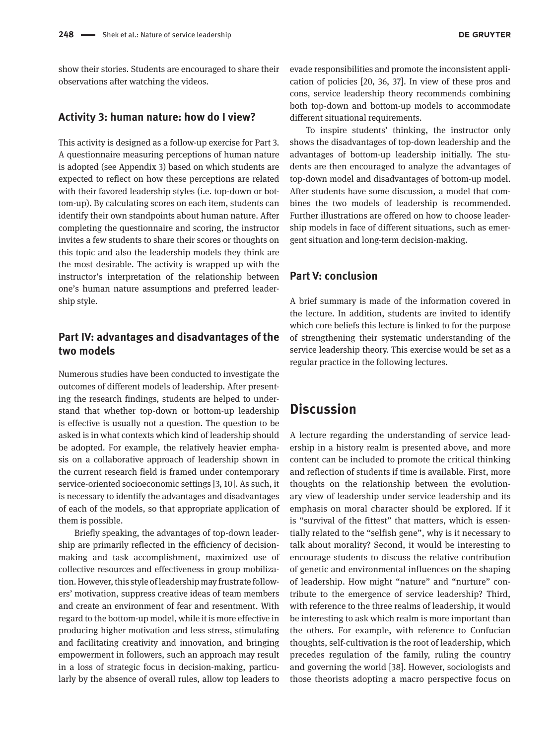show their stories. Students are encouraged to share their observations after watching the videos.

### Activity 3: human nature: how do I view?

This activity is designed as a follow-up exercise for Part 3. A questionnaire measuring perceptions of human nature is adopted (see Appendix 3) based on which students are expected to reflect on how these perceptions are related with their favored leadership styles (i.e. top-down or bottom-up). By calculating scores on each item, students can identify their own standpoints about human nature. After completing the questionnaire and scoring, the instructor invites a few students to share their scores or thoughts on this topic and also the leadership models they think are the most desirable. The activity is wrapped up with the instructor's interpretation of the relationship between one's human nature assumptions and preferred leadership style.

### Part IV: advantages and disadvantages of the two models

Numerous studies have been conducted to investigate the outcomes of different models of leadership. After presenting the research findings, students are helped to understand that whether top-down or bottom-up leadership is effective is usually not a question. The question to be asked is in what contexts which kind of leadership should be adopted. For example, the relatively heavier emphasis on a collaborative approach of leadership shown in the current research field is framed under contemporary service-oriented socioeconomic settings [3, 10]. As such, it is necessary to identify the advantages and disadvantages of each of the models, so that appropriate application of them is possible.

Briefly speaking, the advantages of top-down leadership are primarily reflected in the efficiency of decision-making and task accomplishment, maximized use of collective resources and effectiveness in group mobilization. However, this style of leadership may frustrate followers' motivation, suppress creative ideas of team members and create an environment of fear and resentment. With regard to the bottom-up model, while it is more effective in producing higher motivation and less stress, stimulating and facilitating creativity and innovation, and bringing empowerment in followers, such an approach may result in a loss of strategic focus in decision-making, particularly by the absence of overall rules, allow top leaders to evade responsibilities and promote the inconsistent application of policies [20, 36, 37]. In view of these pros and cons, service leadership theory recommends combining both top-down and bottom-up models to accommodate different situational requirements.

To inspire students' thinking, the instructor only shows the disadvantages of top-down leadership and the advantages of bottom-up leadership initially. The students are then encouraged to analyze the advantages of top-down model and disadvantages of bottom-up model. After students have some discussion, a model that combines the two models of leadership is recommended. Further illustrations are offered on how to choose leadership models in face of different situations, such as emergent situation and long-term decision-making.

### Part V: conclusion

A brief summary is made of the information covered in the lecture. In addition, students are invited to identify which core beliefs this lecture is linked to for the purpose of strengthening their systematic understanding of the service leadership theory. This exercise would be set as a regular practice in the following lectures.

## Discussion

A lecture regarding the understanding of service leadership in a history realm is presented above, and more content can be included to promote the critical thinking and reflection of students if time is available. First, more thoughts on the relationship between the evolutionary view of leadership under service leadership and its emphasis on moral character should be explored. If it is "survival of the fittest" that matters, which is essentially related to the "selfish gene", why is it necessary to talk about morality? Second, it would be interesting to encourage students to discuss the relative contribution of genetic and environmental influences on the shaping of leadership. How might "nature" and "nurture" contribute to the emergence of service leadership? Third, with reference to the three realms of leadership, it would be interesting to ask which realm is more important than the others. For example, with reference to Confucian thoughts, self-cultivation is the root of leadership, which precedes regulation of the family, ruling the country and governing the world [38]. However, sociologists and those theorists adopting a macro perspective focus on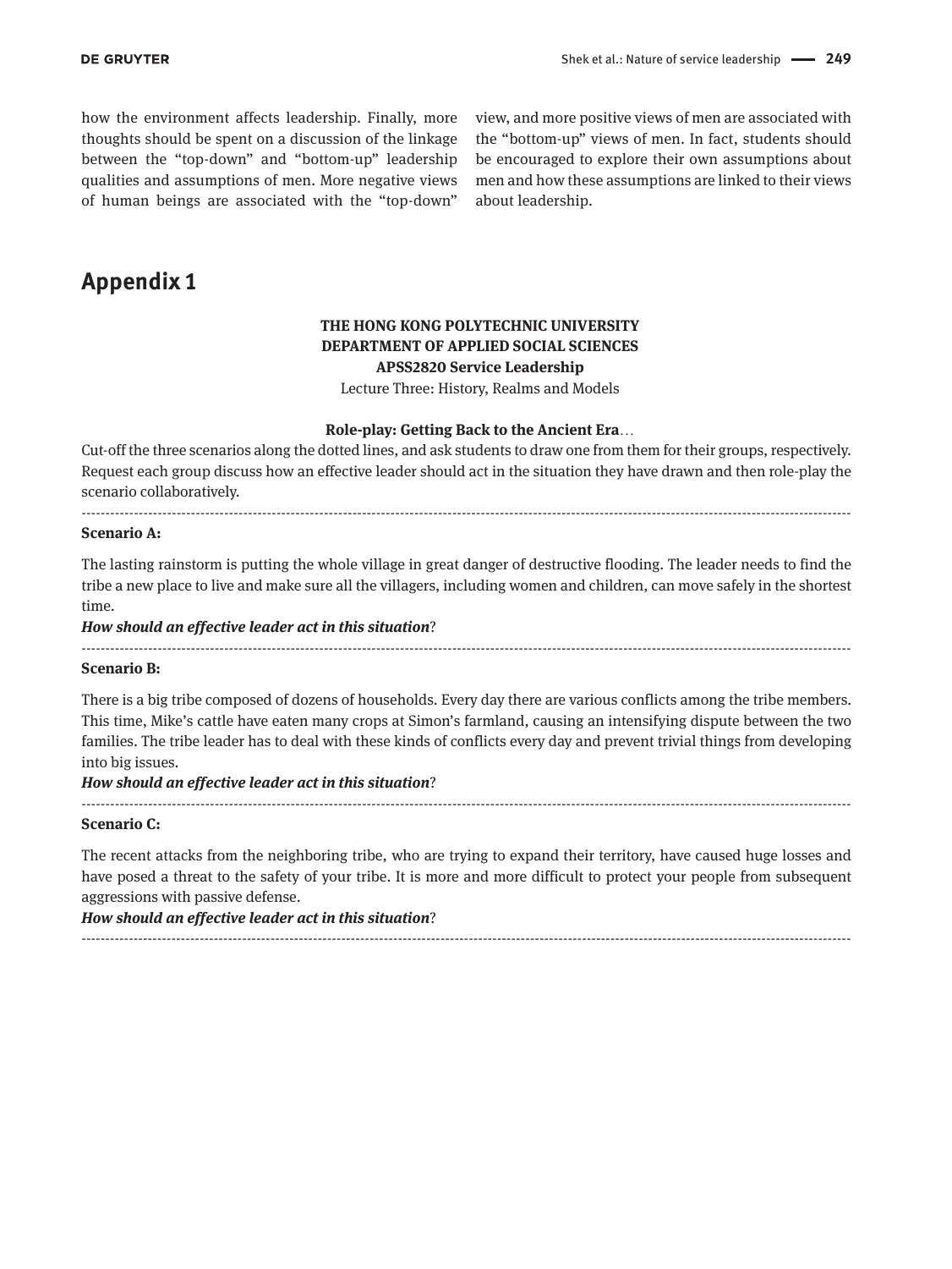how the environment affects leadership. Finally, more thoughts should be spent on a discussion of the linkage between the "top-down" and "bottom-up" leadership qualities and assumptions of men. More negative views of human beings are associated with the "top-down" view, and more positive views of men are associated with the "bottom-up" views of men. In fact, students should be encouraged to explore their own assumptions about men and how these assumptions are linked to their views about leadership.

## Appendix 1

**THE HONG KONG POLYTECHNIC UNIVERSITY**
**DEPARTMENT OF APPLIED SOCIAL SCIENCES**
**APSS2820 Service Leadership**
Lecture Three: History, Realms and Models

**Role-play: Getting Back to the Ancient Era**…

Cut-off the three scenarios along the dotted lines, and ask students to draw one from them for their groups, respectively. Request each group discuss how an effective leader should act in the situation they have drawn and then role-play the scenario collaboratively.

---

**Scenario A:**

The lasting rainstorm is putting the whole village in great danger of destructive flooding. The leader needs to find the tribe a new place to live and make sure all the villagers, including women and children, can move safely in the shortest time.

***How should an effective leader act in this situation***?

---

**Scenario B:**

There is a big tribe composed of dozens of households. Every day there are various conflicts among the tribe members. This time, Mike's cattle have eaten many crops at Simon's farmland, causing an intensifying dispute between the two families. The tribe leader has to deal with these kinds of conflicts every day and prevent trivial things from developing into big issues.

***How should an effective leader act in this situation***?

---

**Scenario C:**

The recent attacks from the neighboring tribe, who are trying to expand their territory, have caused huge losses and have posed a threat to the safety of your tribe. It is more and more difficult to protect your people from subsequent aggressions with passive defense.

***How should an effective leader act in this situation***?

---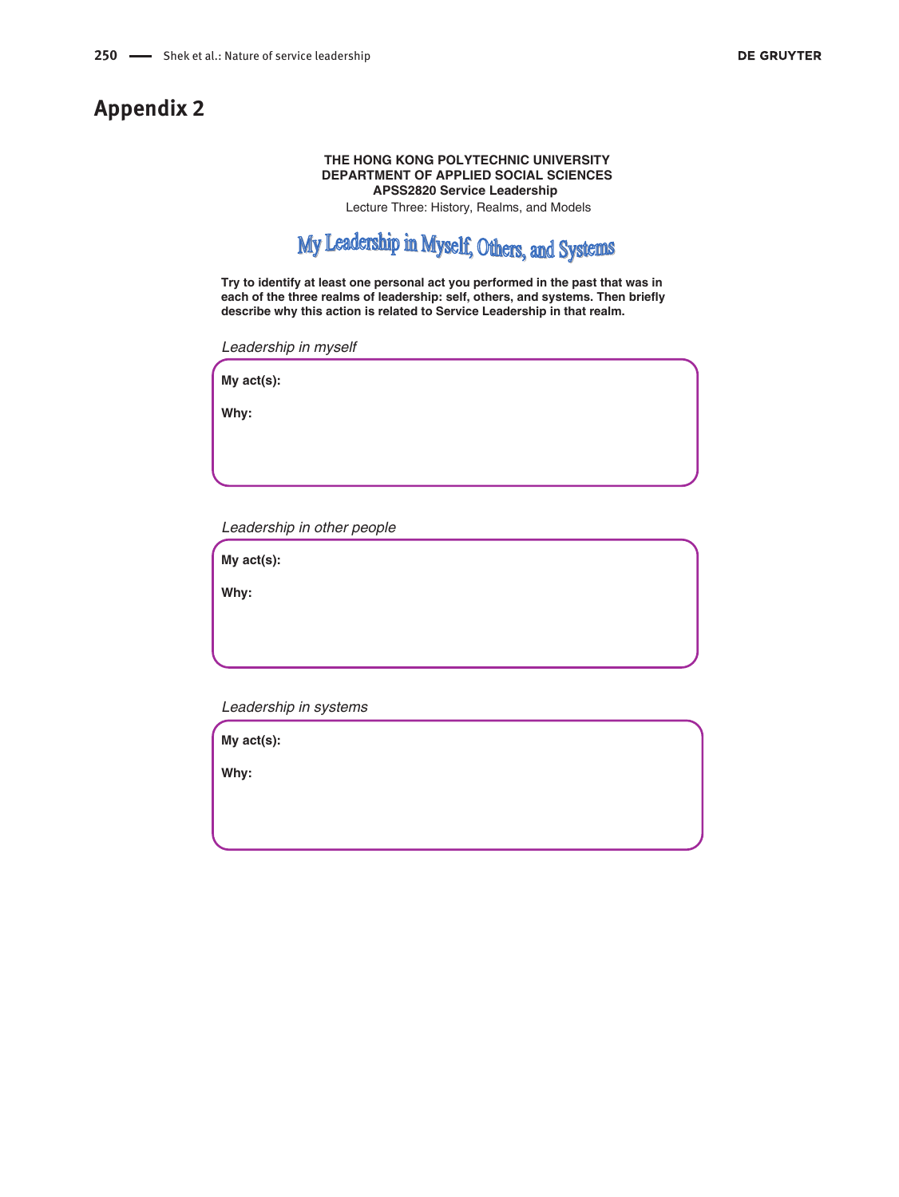## Appendix 2

**THE HONG KONG POLYTECHNIC UNIVERSITY**
**DEPARTMENT OF APPLIED SOCIAL SCIENCES**
**APSS2820 Service Leadership**
Lecture Three: History, Realms, and Models

### My Leadership in Myself, Others, and Systems

**Try to identify at least one personal act you performed in the past that was in each of the three realms of leadership: self, others, and systems. Then briefly describe why this action is related to Service Leadership in that realm.**

*Leadership in myself*

**My act(s):**

**Why:**

*Leadership in other people*

**My act(s):**

**Why:**

*Leadership in systems*

**My act(s):**

**Why:**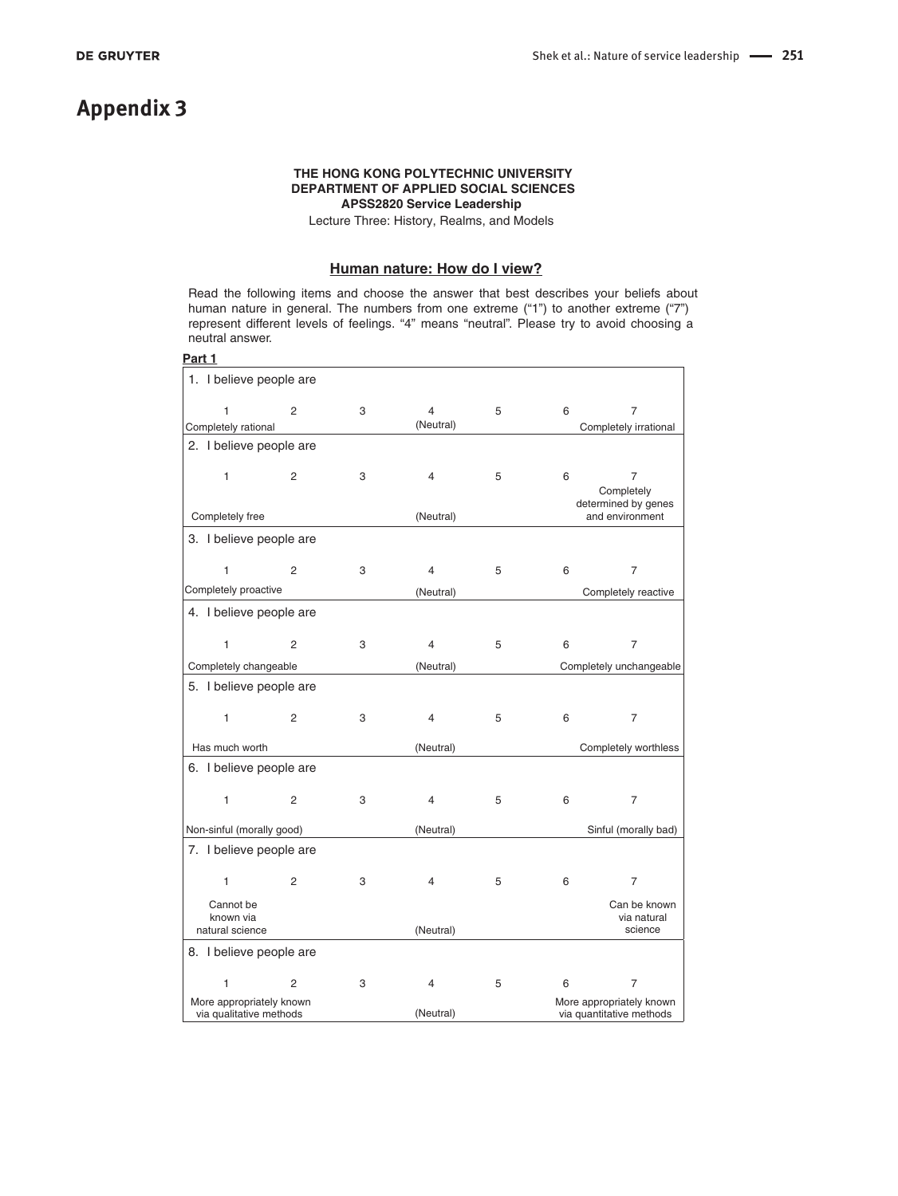# Appendix 3

**THE HONG KONG POLYTECHNIC UNIVERSITY**
**DEPARTMENT OF APPLIED SOCIAL SCIENCES**
**APSS2820 Service Leadership**
Lecture Three: History, Realms, and Models

## Human nature: How do I view?

Read the following items and choose the answer that best describes your beliefs about human nature in general. The numbers from one extreme ("1") to another extreme ("7") represent different levels of feelings. "4" means "neutral". Please try to avoid choosing a neutral answer.

**Part 1**

| 1. I believe people are | | | | | | |
|---|---|---|---|---|---|---|
| 1 | 2 | 3 | 4 | 5 | 6 | 7 |
| Completely rational | | | (Neutral) | | | Completely irrational |
| **2. I believe people are** | | | | | | |
| 1 | 2 | 3 | 4 | 5 | 6 | 7 |
| Completely free | | | (Neutral) | | | Completely determined by genes and environment |
| **3. I believe people are** | | | | | | |
| 1 | 2 | 3 | 4 | 5 | 6 | 7 |
| Completely proactive | | | (Neutral) | | | Completely reactive |
| **4. I believe people are** | | | | | | |
| 1 | 2 | 3 | 4 | 5 | 6 | 7 |
| Completely changeable | | | (Neutral) | | | Completely unchangeable |
| **5. I believe people are** | | | | | | |
| 1 | 2 | 3 | 4 | 5 | 6 | 7 |
| Has much worth | | | (Neutral) | | | Completely worthless |
| **6. I believe people are** | | | | | | |
| 1 | 2 | 3 | 4 | 5 | 6 | 7 |
| Non-sinful (morally good) | | | (Neutral) | | | Sinful (morally bad) |
| **7. I believe people are** | | | | | | |
| 1 | 2 | 3 | 4 | 5 | 6 | 7 |
| Cannot be known via natural science | | | (Neutral) | | | Can be known via natural science |
| **8. I believe people are** | | | | | | |
| 1 | 2 | 3 | 4 | 5 | 6 | 7 |
| More appropriately known via qualitative methods | | | (Neutral) | | | More appropriately known via quantitative methods |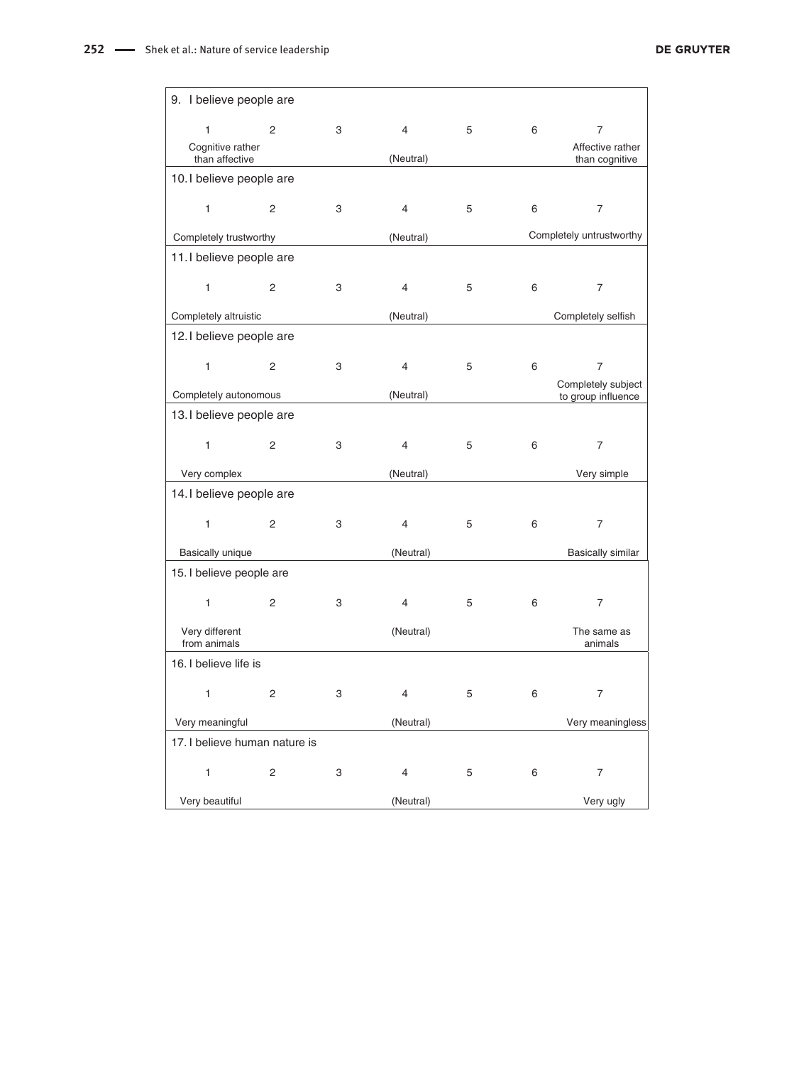| 9. I believe people are | | | | | | |
|---|---|---|---|---|---|---|
| 1 | 2 | 3 | 4 | 5 | 6 | 7 |
| Cognitive rather than affective | | | (Neutral) | | | Affective rather than cognitive |

| 10. I believe people are | | | | | | |
|---|---|---|---|---|---|---|
| 1 | 2 | 3 | 4 | 5 | 6 | 7 |
| Completely trustworthy | | | (Neutral) | | | Completely untrustworthy |

| 11. I believe people are | | | | | | |
|---|---|---|---|---|---|---|
| 1 | 2 | 3 | 4 | 5 | 6 | 7 |
| Completely altruistic | | | (Neutral) | | | Completely selfish |

| 12. I believe people are | | | | | | |
|---|---|---|---|---|---|---|
| 1 | 2 | 3 | 4 | 5 | 6 | 7 |
| Completely autonomous | | | (Neutral) | | | Completely subject to group influence |

| 13. I believe people are | | | | | | |
|---|---|---|---|---|---|---|
| 1 | 2 | 3 | 4 | 5 | 6 | 7 |
| Very complex | | | (Neutral) | | | Very simple |

| 14. I believe people are | | | | | | |
|---|---|---|---|---|---|---|
| 1 | 2 | 3 | 4 | 5 | 6 | 7 |
| Basically unique | | | (Neutral) | | | Basically similar |

| 15. I believe people are | | | | | | |
|---|---|---|---|---|---|---|
| 1 | 2 | 3 | 4 | 5 | 6 | 7 |
| Very different from animals | | | (Neutral) | | | The same as animals |

| 16. I believe life is | | | | | | |
|---|---|---|---|---|---|---|
| 1 | 2 | 3 | 4 | 5 | 6 | 7 |
| Very meaningful | | | (Neutral) | | | Very meaningless |

| 17. I believe human nature is | | | | | | |
|---|---|---|---|---|---|---|
| 1 | 2 | 3 | 4 | 5 | 6 | 7 |
| Very beautiful | | | (Neutral) | | | Very ugly |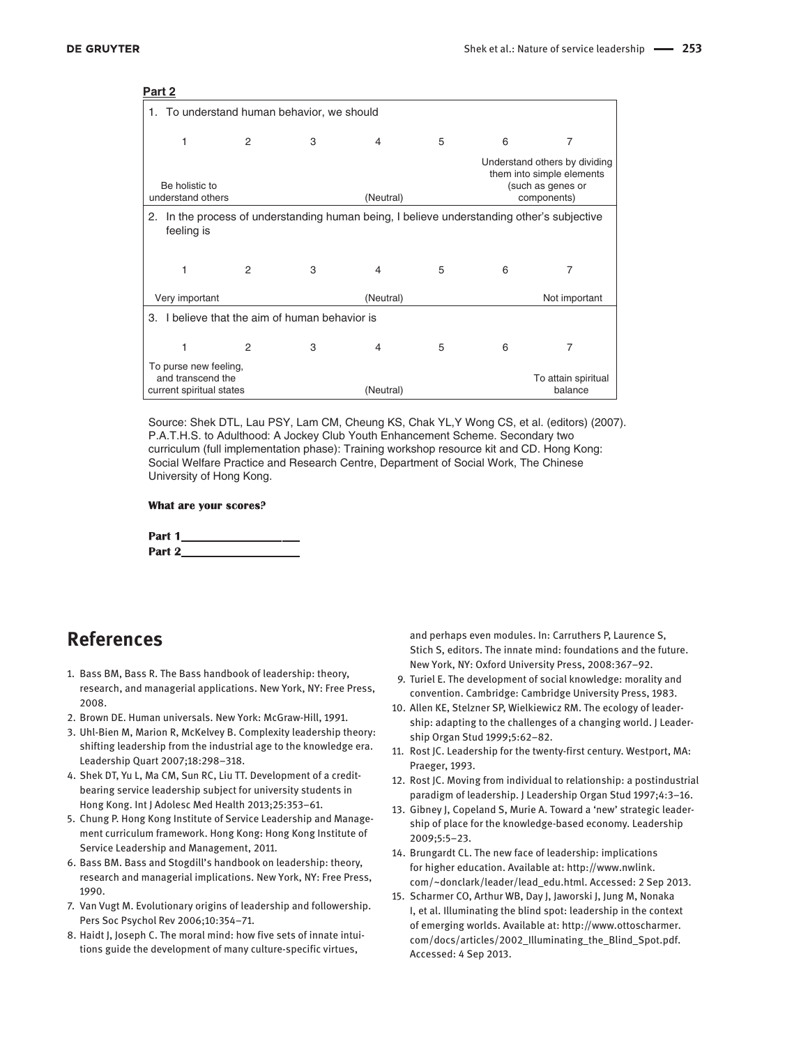**Part 2**

| 1. To understand human behavior, we should | | | | | | |
|---|---|---|---|---|---|---|
| 1 | 2 | 3 | 4 | 5 | 6 | 7 |
| Be holistic to understand others | | | (Neutral) | | | Understand others by dividing them into simple elements (such as genes or components) |
| **2. In the process of understanding human being, I believe understanding other's subjective feeling is** | | | | | | |
| 1 | 2 | 3 | 4 | 5 | 6 | 7 |
| Very important | | | (Neutral) | | | Not important |
| **3. I believe that the aim of human behavior is** | | | | | | |
| 1 | 2 | 3 | 4 | 5 | 6 | 7 |
| To purse new feeling, and transcend the current spiritual states | | | (Neutral) | | | To attain spiritual balance |

Source: Shek DTL, Lau PSY, Lam CM, Cheung KS, Chak YL,Y Wong CS, et al. (editors) (2007). P.A.T.H.S. to Adulthood: A Jockey Club Youth Enhancement Scheme. Secondary two curriculum (full implementation phase): Training workshop resource kit and CD. Hong Kong: Social Welfare Practice and Research Centre, Department of Social Work, The Chinese University of Hong Kong.

**What are your scores?**

**Part 1**\_\_\_\_\_\_\_\_\_\_\_\_\_\_\_\_\_\_\_\_

**Part 2**\_\_\_\_\_\_\_\_\_\_\_\_\_\_\_\_\_\_\_\_

## References

1. Bass BM, Bass R. The Bass handbook of leadership: theory, research, and managerial applications. New York, NY: Free Press, 2008.
2. Brown DE. Human universals. New York: McGraw-Hill, 1991.
3. Uhl-Bien M, Marion R, McKelvey B. Complexity leadership theory: shifting leadership from the industrial age to the knowledge era. Leadership Quart 2007;18:298–318.
4. Shek DT, Yu L, Ma CM, Sun RC, Liu TT. Development of a credit-bearing service leadership subject for university students in Hong Kong. Int J Adolesc Med Health 2013;25:353–61.
5. Chung P. Hong Kong Institute of Service Leadership and Management curriculum framework. Hong Kong: Hong Kong Institute of Service Leadership and Management, 2011.
6. Bass BM. Bass and Stogdill's handbook on leadership: theory, research and managerial implications. New York, NY: Free Press, 1990.
7. Van Vugt M. Evolutionary origins of leadership and followership. Pers Soc Psychol Rev 2006;10:354–71.
8. Haidt J, Joseph C. The moral mind: how five sets of innate intuitions guide the development of many culture-specific virtues, and perhaps even modules. In: Carruthers P, Laurence S, Stich S, editors. The innate mind: foundations and the future. New York, NY: Oxford University Press, 2008:367–92.
9. Turiel E. The development of social knowledge: morality and convention. Cambridge: Cambridge University Press, 1983.
10. Allen KE, Stelzner SP, Wielkiewicz RM. The ecology of leadership: adapting to the challenges of a changing world. J Leadership Organ Stud 1999;5:62–82.
11. Rost JC. Leadership for the twenty-first century. Westport, MA: Praeger, 1993.
12. Rost JC. Moving from individual to relationship: a postindustrial paradigm of leadership. J Leadership Organ Stud 1997;4:3–16.
13. Gibney J, Copeland S, Murie A. Toward a 'new' strategic leadership of place for the knowledge-based economy. Leadership 2009;5:5–23.
14. Brungardt CL. The new face of leadership: implications for higher education. Available at: http://www.nwlink.com/~donclark/leader/lead_edu.html. Accessed: 2 Sep 2013.
15. Scharmer CO, Arthur WB, Day J, Jaworski J, Jung M, Nonaka I, et al. Illuminating the blind spot: leadership in the context of emerging worlds. Available at: http://www.ottoscharmer.com/docs/articles/2002_Illuminating_the_Blind_Spot.pdf. Accessed: 4 Sep 2013.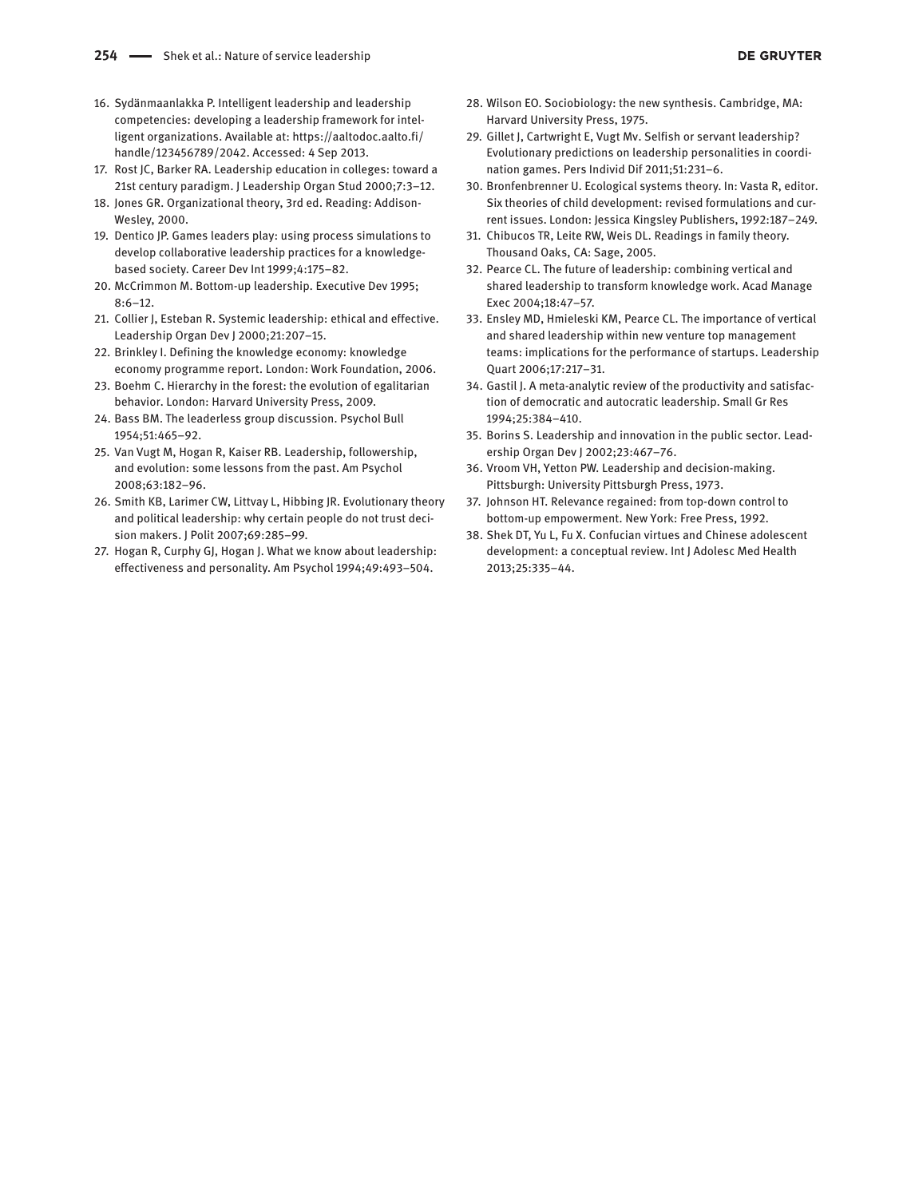16. Sydänmaanlakka P. Intelligent leadership and leadership competencies: developing a leadership framework for intelligent organizations. Available at: https://aaltodoc.aalto.fi/handle/123456789/2042. Accessed: 4 Sep 2013.
17. Rost JC, Barker RA. Leadership education in colleges: toward a 21st century paradigm. J Leadership Organ Stud 2000;7:3–12.
18. Jones GR. Organizational theory, 3rd ed. Reading: Addison-Wesley, 2000.
19. Dentico JP. Games leaders play: using process simulations to develop collaborative leadership practices for a knowledge-based society. Career Dev Int 1999;4:175–82.
20. McCrimmon M. Bottom-up leadership. Executive Dev 1995; 8:6–12.
21. Collier J, Esteban R. Systemic leadership: ethical and effective. Leadership Organ Dev J 2000;21:207–15.
22. Brinkley I. Defining the knowledge economy: knowledge economy programme report. London: Work Foundation, 2006.
23. Boehm C. Hierarchy in the forest: the evolution of egalitarian behavior. London: Harvard University Press, 2009.
24. Bass BM. The leaderless group discussion. Psychol Bull 1954;51:465–92.
25. Van Vugt M, Hogan R, Kaiser RB. Leadership, followership, and evolution: some lessons from the past. Am Psychol 2008;63:182–96.
26. Smith KB, Larimer CW, Littvay L, Hibbing JR. Evolutionary theory and political leadership: why certain people do not trust decision makers. J Polit 2007;69:285–99.
27. Hogan R, Curphy GJ, Hogan J. What we know about leadership: effectiveness and personality. Am Psychol 1994;49:493–504.
28. Wilson EO. Sociobiology: the new synthesis. Cambridge, MA: Harvard University Press, 1975.
29. Gillet J, Cartwright E, Vugt Mv. Selfish or servant leadership? Evolutionary predictions on leadership personalities in coordination games. Pers Individ Dif 2011;51:231–6.
30. Bronfenbrenner U. Ecological systems theory. In: Vasta R, editor. Six theories of child development: revised formulations and current issues. London: Jessica Kingsley Publishers, 1992:187–249.
31. Chibucos TR, Leite RW, Weis DL. Readings in family theory. Thousand Oaks, CA: Sage, 2005.
32. Pearce CL. The future of leadership: combining vertical and shared leadership to transform knowledge work. Acad Manage Exec 2004;18:47–57.
33. Ensley MD, Hmieleski KM, Pearce CL. The importance of vertical and shared leadership within new venture top management teams: implications for the performance of startups. Leadership Quart 2006;17:217–31.
34. Gastil J. A meta-analytic review of the productivity and satisfaction of democratic and autocratic leadership. Small Gr Res 1994;25:384–410.
35. Borins S. Leadership and innovation in the public sector. Leadership Organ Dev J 2002;23:467–76.
36. Vroom VH, Yetton PW. Leadership and decision-making. Pittsburgh: University Pittsburgh Press, 1973.
37. Johnson HT. Relevance regained: from top-down control to bottom-up empowerment. New York: Free Press, 1992.
38. Shek DT, Yu L, Fu X. Confucian virtues and Chinese adolescent development: a conceptual review. Int J Adolesc Med Health 2013;25:335–44.